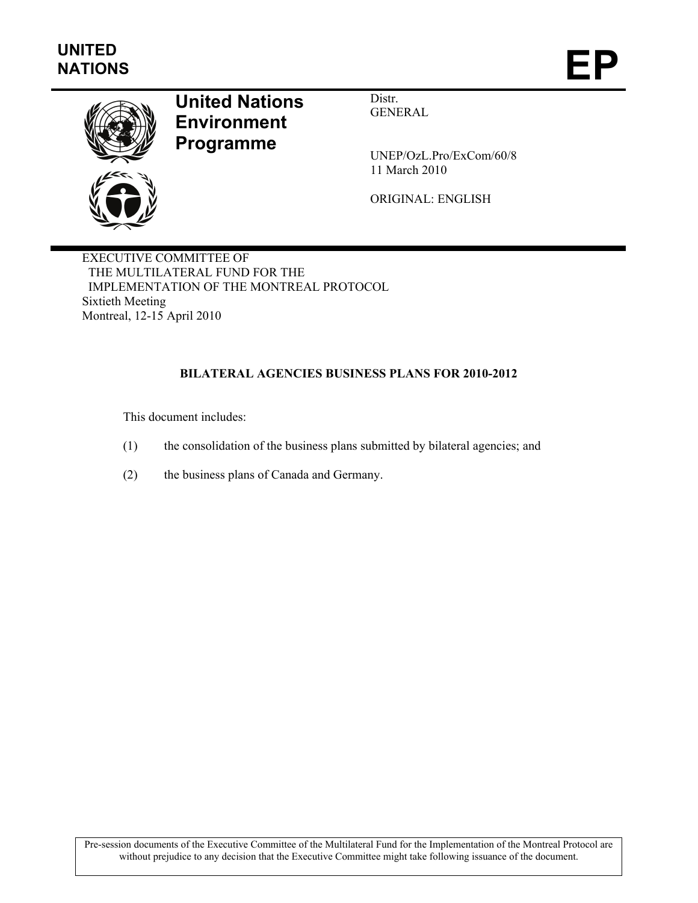UNITED NATIONS

# EP

**United Nations Environment Programme**

Distr.
GENERAL

UNEP/OzL.Pro/ExCom/60/8
11 March 2010

ORIGINAL: ENGLISH

EXECUTIVE COMMITTEE OF
THE MULTILATERAL FUND FOR THE
IMPLEMENTATION OF THE MONTREAL PROTOCOL
Sixtieth Meeting
Montreal, 12-15 April 2010

## BILATERAL AGENCIES BUSINESS PLANS FOR 2010-2012

This document includes:

(1) the consolidation of the business plans submitted by bilateral agencies; and

(2) the business plans of Canada and Germany.

Pre-session documents of the Executive Committee of the Multilateral Fund for the Implementation of the Montreal Protocol are without prejudice to any decision that the Executive Committee might take following issuance of the document.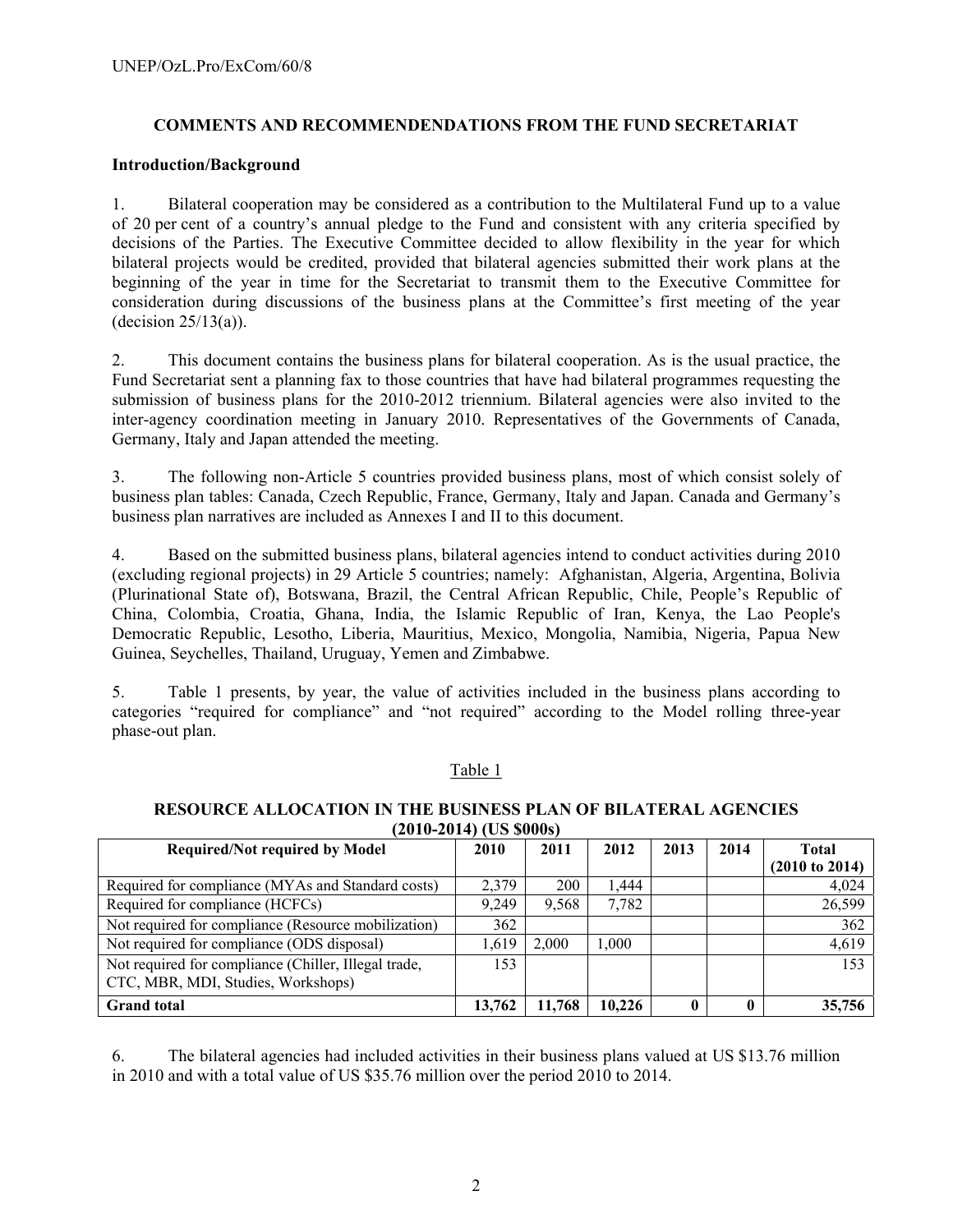## COMMENTS AND RECOMMENDENDATIONS FROM THE FUND SECRETARIAT

### Introduction/Background

1. Bilateral cooperation may be considered as a contribution to the Multilateral Fund up to a value of 20 per cent of a country's annual pledge to the Fund and consistent with any criteria specified by decisions of the Parties. The Executive Committee decided to allow flexibility in the year for which bilateral projects would be credited, provided that bilateral agencies submitted their work plans at the beginning of the year in time for the Secretariat to transmit them to the Executive Committee for consideration during discussions of the business plans at the Committee's first meeting of the year (decision 25/13(a)).

2. This document contains the business plans for bilateral cooperation. As is the usual practice, the Fund Secretariat sent a planning fax to those countries that have had bilateral programmes requesting the submission of business plans for the 2010-2012 triennium. Bilateral agencies were also invited to the inter-agency coordination meeting in January 2010. Representatives of the Governments of Canada, Germany, Italy and Japan attended the meeting.

3. The following non-Article 5 countries provided business plans, most of which consist solely of business plan tables: Canada, Czech Republic, France, Germany, Italy and Japan. Canada and Germany's business plan narratives are included as Annexes I and II to this document.

4. Based on the submitted business plans, bilateral agencies intend to conduct activities during 2010 (excluding regional projects) in 29 Article 5 countries; namely: Afghanistan, Algeria, Argentina, Bolivia (Plurinational State of), Botswana, Brazil, the Central African Republic, Chile, People's Republic of China, Colombia, Croatia, Ghana, India, the Islamic Republic of Iran, Kenya, the Lao People's Democratic Republic, Lesotho, Liberia, Mauritius, Mexico, Mongolia, Namibia, Nigeria, Papua New Guinea, Seychelles, Thailand, Uruguay, Yemen and Zimbabwe.

5. Table 1 presents, by year, the value of activities included in the business plans according to categories "required for compliance" and "not required" according to the Model rolling three-year phase-out plan.

Table 1

**RESOURCE ALLOCATION IN THE BUSINESS PLAN OF BILATERAL AGENCIES (2010-2014) (US $000s)**

| Required/Not required by Model | 2010 | 2011 | 2012 | 2013 | 2014 | Total (2010 to 2014) |
|---|---|---|---|---|---|---|
| Required for compliance (MYAs and Standard costs) | 2,379 | 200 | 1,444 | | | 4,024 |
| Required for compliance (HCFCs) | 9,249 | 9,568 | 7,782 | | | 26,599 |
| Not required for compliance (Resource mobilization) | 362 | | | | | 362 |
| Not required for compliance (ODS disposal) | 1,619 | 2,000 | 1,000 | | | 4,619 |
| Not required for compliance (Chiller, Illegal trade, CTC, MBR, MDI, Studies, Workshops) | 153 | | | | | 153 |
| **Grand total** | **13,762** | **11,768** | **10,226** | **0** | **0** | **35,756** |

6. The bilateral agencies had included activities in their business plans valued at US $13.76 million in 2010 and with a total value of US $35.76 million over the period 2010 to 2014.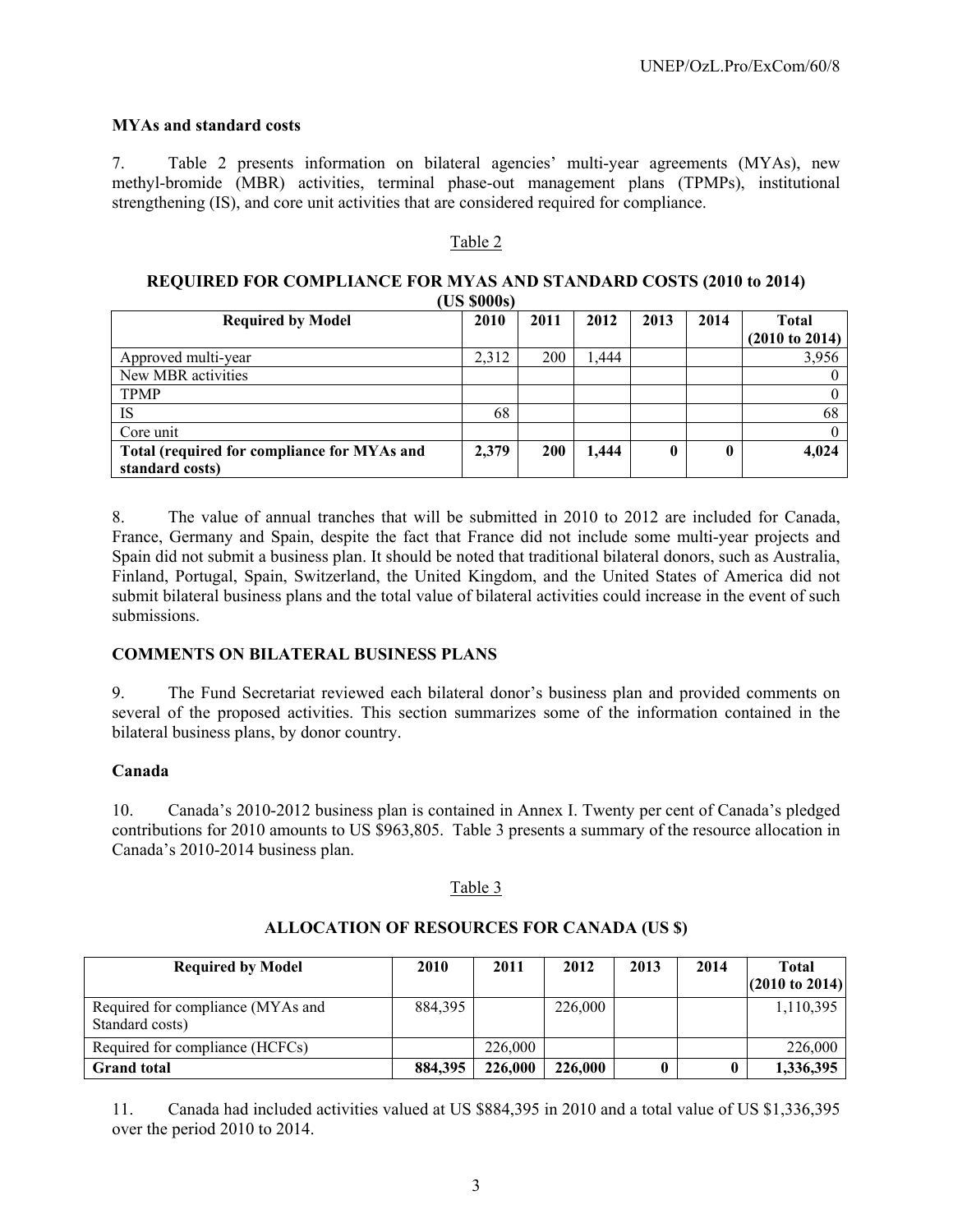**MYAs and standard costs**

7. Table 2 presents information on bilateral agencies' multi-year agreements (MYAs), new methyl-bromide (MBR) activities, terminal phase-out management plans (TPMPs), institutional strengthening (IS), and core unit activities that are considered required for compliance.

Table 2

**REQUIRED FOR COMPLIANCE FOR MYAS AND STANDARD COSTS (2010 to 2014) (US $000s)**

| Required by Model | 2010 | 2011 | 2012 | 2013 | 2014 | Total (2010 to 2014) |
|---|---|---|---|---|---|---|
| Approved multi-year | 2,312 | 200 | 1,444 | | | 3,956 |
| New MBR activities | | | | | | 0 |
| TPMP | | | | | | 0 |
| IS | 68 | | | | | 68 |
| Core unit | | | | | | 0 |
| **Total (required for compliance for MYAs and standard costs)** | **2,379** | **200** | **1,444** | **0** | **0** | **4,024** |

8. The value of annual tranches that will be submitted in 2010 to 2012 are included for Canada, France, Germany and Spain, despite the fact that France did not include some multi-year projects and Spain did not submit a business plan. It should be noted that traditional bilateral donors, such as Australia, Finland, Portugal, Spain, Switzerland, the United Kingdom, and the United States of America did not submit bilateral business plans and the total value of bilateral activities could increase in the event of such submissions.

**COMMENTS ON BILATERAL BUSINESS PLANS**

9. The Fund Secretariat reviewed each bilateral donor's business plan and provided comments on several of the proposed activities. This section summarizes some of the information contained in the bilateral business plans, by donor country.

**Canada**

10. Canada's 2010-2012 business plan is contained in Annex I. Twenty per cent of Canada's pledged contributions for 2010 amounts to US $963,805. Table 3 presents a summary of the resource allocation in Canada's 2010-2014 business plan.

Table 3

**ALLOCATION OF RESOURCES FOR CANADA (US $)**

| Required by Model | 2010 | 2011 | 2012 | 2013 | 2014 | Total (2010 to 2014) |
|---|---|---|---|---|---|---|
| Required for compliance (MYAs and Standard costs) | 884,395 | | 226,000 | | | 1,110,395 |
| Required for compliance (HCFCs) | | 226,000 | | | | 226,000 |
| **Grand total** | **884,395** | **226,000** | **226,000** | **0** | **0** | **1,336,395** |

11. Canada had included activities valued at US $884,395 in 2010 and a total value of US $1,336,395 over the period 2010 to 2014.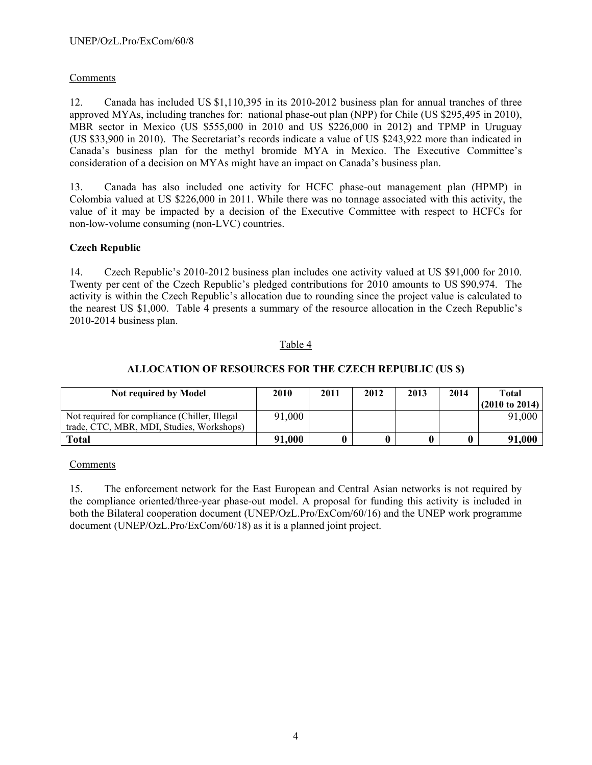Comments

12. Canada has included US $1,110,395 in its 2010-2012 business plan for annual tranches of three approved MYAs, including tranches for: national phase-out plan (NPP) for Chile (US $295,495 in 2010), MBR sector in Mexico (US $555,000 in 2010 and US $226,000 in 2012) and TPMP in Uruguay (US $33,900 in 2010). The Secretariat's records indicate a value of US $243,922 more than indicated in Canada's business plan for the methyl bromide MYA in Mexico. The Executive Committee's consideration of a decision on MYAs might have an impact on Canada's business plan.

13. Canada has also included one activity for HCFC phase-out management plan (HPMP) in Colombia valued at US $226,000 in 2011. While there was no tonnage associated with this activity, the value of it may be impacted by a decision of the Executive Committee with respect to HCFCs for non-low-volume consuming (non-LVC) countries.

**Czech Republic**

14. Czech Republic's 2010-2012 business plan includes one activity valued at US $91,000 for 2010. Twenty per cent of the Czech Republic's pledged contributions for 2010 amounts to US $90,974. The activity is within the Czech Republic's allocation due to rounding since the project value is calculated to the nearest US $1,000. Table 4 presents a summary of the resource allocation in the Czech Republic's 2010-2014 business plan.

Table 4

**ALLOCATION OF RESOURCES FOR THE CZECH REPUBLIC (US $)**

| Not required by Model | 2010 | 2011 | 2012 | 2013 | 2014 | Total (2010 to 2014) |
|---|---|---|---|---|---|---|
| Not required for compliance (Chiller, Illegal trade, CTC, MBR, MDI, Studies, Workshops) | 91,000 | | | | | 91,000 |
| **Total** | **91,000** | **0** | **0** | **0** | **0** | **91,000** |

Comments

15. The enforcement network for the East European and Central Asian networks is not required by the compliance oriented/three-year phase-out model. A proposal for funding this activity is included in both the Bilateral cooperation document (UNEP/OzL.Pro/ExCom/60/16) and the UNEP work programme document (UNEP/OzL.Pro/ExCom/60/18) as it is a planned joint project.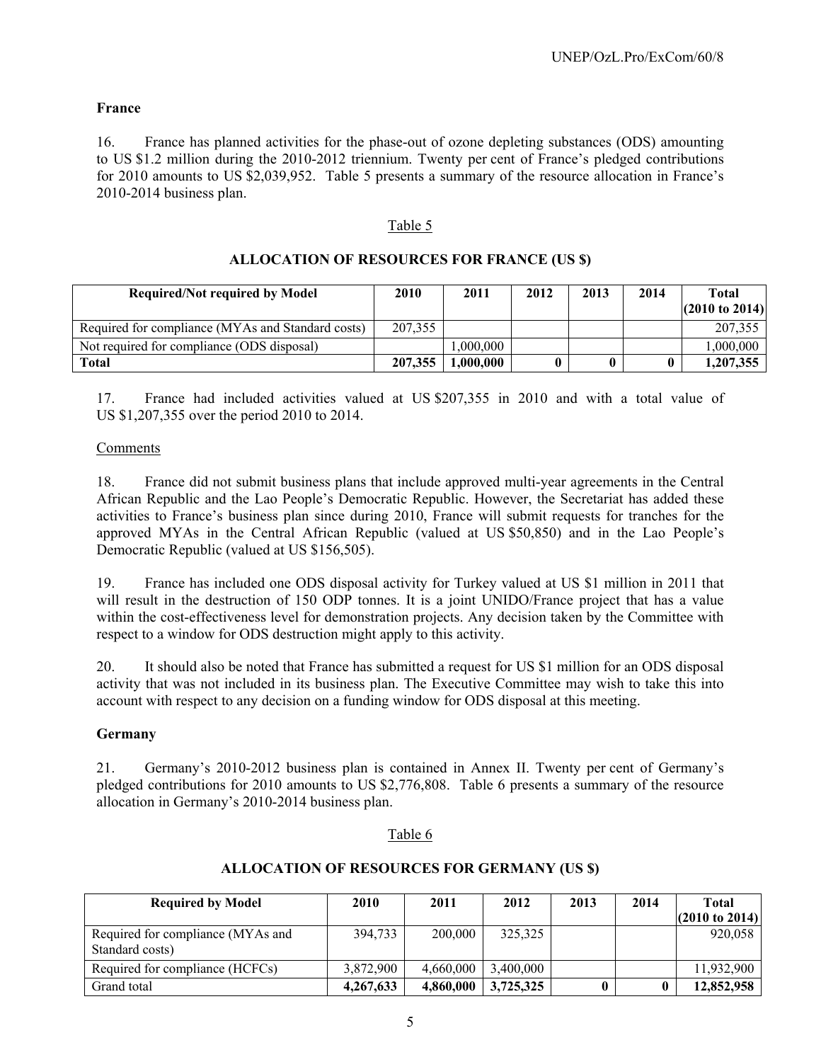**France**

16. France has planned activities for the phase-out of ozone depleting substances (ODS) amounting to US $1.2 million during the 2010-2012 triennium. Twenty per cent of France's pledged contributions for 2010 amounts to US $2,039,952. Table 5 presents a summary of the resource allocation in France's 2010-2014 business plan.

Table 5

**ALLOCATION OF RESOURCES FOR FRANCE (US $)**

| Required/Not required by Model | 2010 | 2011 | 2012 | 2013 | 2014 | Total (2010 to 2014) |
|---|---|---|---|---|---|---|
| Required for compliance (MYAs and Standard costs) | 207,355 | | | | | 207,355 |
| Not required for compliance (ODS disposal) | | 1,000,000 | | | | 1,000,000 |
| **Total** | **207,355** | **1,000,000** | **0** | **0** | **0** | **1,207,355** |

17. France had included activities valued at US $207,355 in 2010 and with a total value of US $1,207,355 over the period 2010 to 2014.

Comments

18. France did not submit business plans that include approved multi-year agreements in the Central African Republic and the Lao People's Democratic Republic. However, the Secretariat has added these activities to France's business plan since during 2010, France will submit requests for tranches for the approved MYAs in the Central African Republic (valued at US $50,850) and in the Lao People's Democratic Republic (valued at US $156,505).

19. France has included one ODS disposal activity for Turkey valued at US $1 million in 2011 that will result in the destruction of 150 ODP tonnes. It is a joint UNIDO/France project that has a value within the cost-effectiveness level for demonstration projects. Any decision taken by the Committee with respect to a window for ODS destruction might apply to this activity.

20. It should also be noted that France has submitted a request for US $1 million for an ODS disposal activity that was not included in its business plan. The Executive Committee may wish to take this into account with respect to any decision on a funding window for ODS disposal at this meeting.

**Germany**

21. Germany's 2010-2012 business plan is contained in Annex II. Twenty per cent of Germany's pledged contributions for 2010 amounts to US $2,776,808. Table 6 presents a summary of the resource allocation in Germany's 2010-2014 business plan.

Table 6

**ALLOCATION OF RESOURCES FOR GERMANY (US $)**

| Required by Model | 2010 | 2011 | 2012 | 2013 | 2014 | Total (2010 to 2014) |
|---|---|---|---|---|---|---|
| Required for compliance (MYAs and Standard costs) | 394,733 | 200,000 | 325,325 | | | 920,058 |
| Required for compliance (HCFCs) | 3,872,900 | 4,660,000 | 3,400,000 | | | 11,932,900 |
| Grand total | **4,267,633** | **4,860,000** | **3,725,325** | **0** | **0** | **12,852,958** |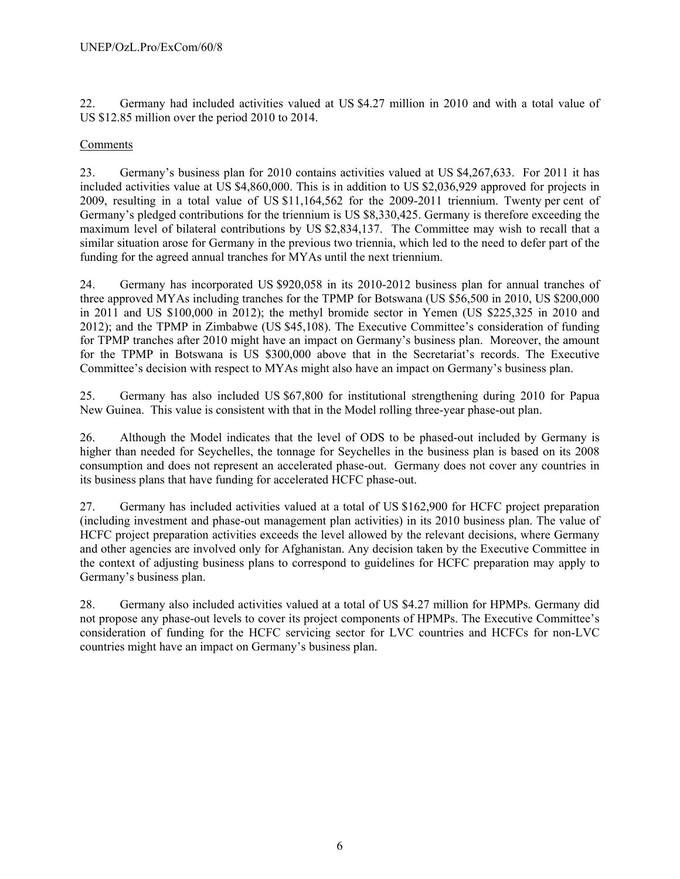22. Germany had included activities valued at US $4.27 million in 2010 and with a total value of US $12.85 million over the period 2010 to 2014.

Comments

23. Germany's business plan for 2010 contains activities valued at US $4,267,633. For 2011 it has included activities value at US $4,860,000. This is in addition to US $2,036,929 approved for projects in 2009, resulting in a total value of US $11,164,562 for the 2009-2011 triennium. Twenty per cent of Germany's pledged contributions for the triennium is US $8,330,425. Germany is therefore exceeding the maximum level of bilateral contributions by US $2,834,137. The Committee may wish to recall that a similar situation arose for Germany in the previous two triennia, which led to the need to defer part of the funding for the agreed annual tranches for MYAs until the next triennium.

24. Germany has incorporated US $920,058 in its 2010-2012 business plan for annual tranches of three approved MYAs including tranches for the TPMP for Botswana (US $56,500 in 2010, US $200,000 in 2011 and US $100,000 in 2012); the methyl bromide sector in Yemen (US $225,325 in 2010 and 2012); and the TPMP in Zimbabwe (US $45,108). The Executive Committee's consideration of funding for TPMP tranches after 2010 might have an impact on Germany's business plan. Moreover, the amount for the TPMP in Botswana is US $300,000 above that in the Secretariat's records. The Executive Committee's decision with respect to MYAs might also have an impact on Germany's business plan.

25. Germany has also included US $67,800 for institutional strengthening during 2010 for Papua New Guinea. This value is consistent with that in the Model rolling three-year phase-out plan.

26. Although the Model indicates that the level of ODS to be phased-out included by Germany is higher than needed for Seychelles, the tonnage for Seychelles in the business plan is based on its 2008 consumption and does not represent an accelerated phase-out. Germany does not cover any countries in its business plans that have funding for accelerated HCFC phase-out.

27. Germany has included activities valued at a total of US $162,900 for HCFC project preparation (including investment and phase-out management plan activities) in its 2010 business plan. The value of HCFC project preparation activities exceeds the level allowed by the relevant decisions, where Germany and other agencies are involved only for Afghanistan. Any decision taken by the Executive Committee in the context of adjusting business plans to correspond to guidelines for HCFC preparation may apply to Germany's business plan.

28. Germany also included activities valued at a total of US $4.27 million for HPMPs. Germany did not propose any phase-out levels to cover its project components of HPMPs. The Executive Committee's consideration of funding for the HCFC servicing sector for LVC countries and HCFCs for non-LVC countries might have an impact on Germany's business plan.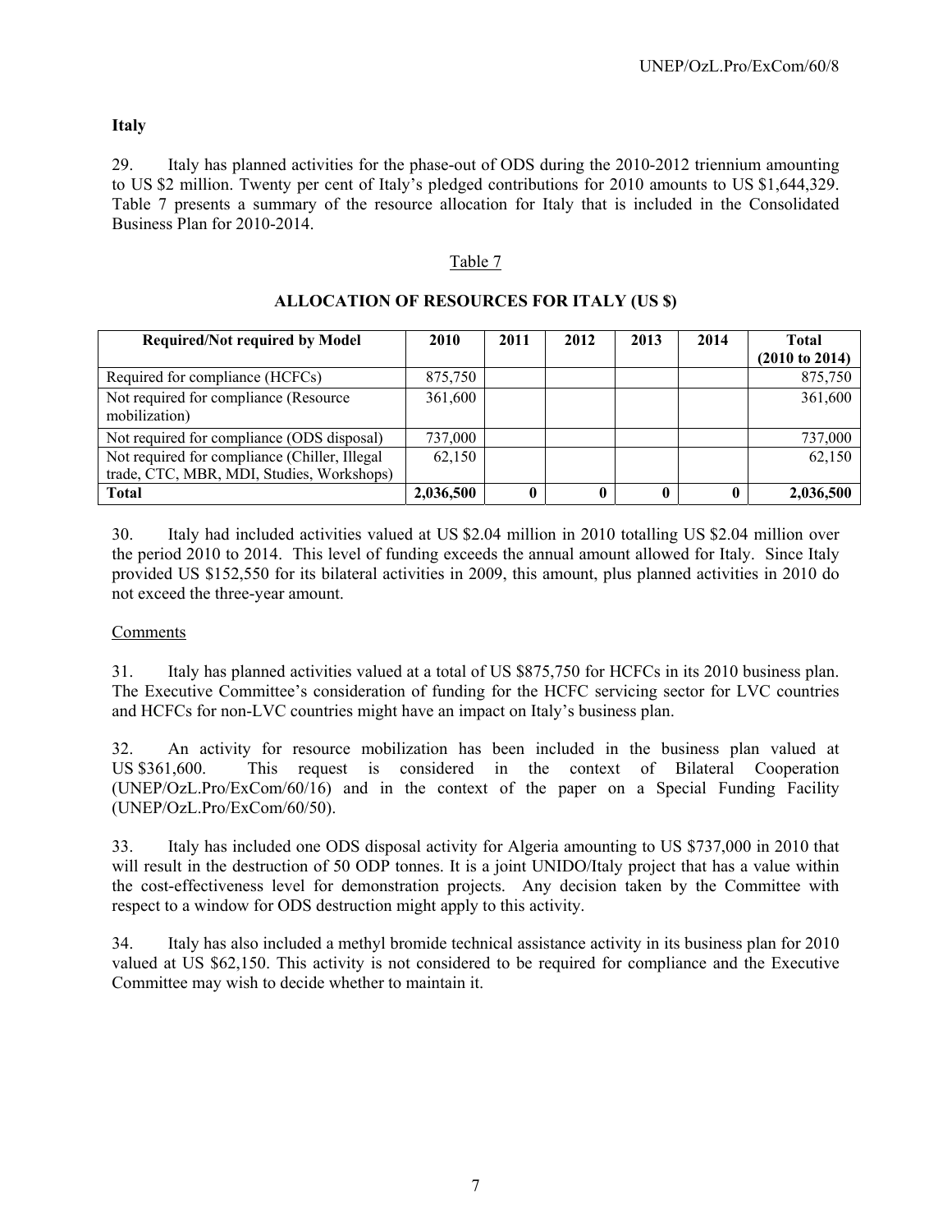**Italy**

29. Italy has planned activities for the phase-out of ODS during the 2010-2012 triennium amounting to US $2 million. Twenty per cent of Italy's pledged contributions for 2010 amounts to US $1,644,329. Table 7 presents a summary of the resource allocation for Italy that is included in the Consolidated Business Plan for 2010-2014.

Table 7

**ALLOCATION OF RESOURCES FOR ITALY (US $)**

| Required/Not required by Model | 2010 | 2011 | 2012 | 2013 | 2014 | Total (2010 to 2014) |
|---|---|---|---|---|---|---|
| Required for compliance (HCFCs) | 875,750 | | | | | 875,750 |
| Not required for compliance (Resource mobilization) | 361,600 | | | | | 361,600 |
| Not required for compliance (ODS disposal) | 737,000 | | | | | 737,000 |
| Not required for compliance (Chiller, Illegal trade, CTC, MBR, MDI, Studies, Workshops) | 62,150 | | | | | 62,150 |
| **Total** | **2,036,500** | **0** | **0** | **0** | **0** | **2,036,500** |

30. Italy had included activities valued at US $2.04 million in 2010 totalling US $2.04 million over the period 2010 to 2014. This level of funding exceeds the annual amount allowed for Italy. Since Italy provided US $152,550 for its bilateral activities in 2009, this amount, plus planned activities in 2010 do not exceed the three-year amount.

Comments

31. Italy has planned activities valued at a total of US $875,750 for HCFCs in its 2010 business plan. The Executive Committee's consideration of funding for the HCFC servicing sector for LVC countries and HCFCs for non-LVC countries might have an impact on Italy's business plan.

32. An activity for resource mobilization has been included in the business plan valued at US $361,600. This request is considered in the context of Bilateral Cooperation (UNEP/OzL.Pro/ExCom/60/16) and in the context of the paper on a Special Funding Facility (UNEP/OzL.Pro/ExCom/60/50).

33. Italy has included one ODS disposal activity for Algeria amounting to US $737,000 in 2010 that will result in the destruction of 50 ODP tonnes. It is a joint UNIDO/Italy project that has a value within the cost-effectiveness level for demonstration projects. Any decision taken by the Committee with respect to a window for ODS destruction might apply to this activity.

34. Italy has also included a methyl bromide technical assistance activity in its business plan for 2010 valued at US $62,150. This activity is not considered to be required for compliance and the Executive Committee may wish to decide whether to maintain it.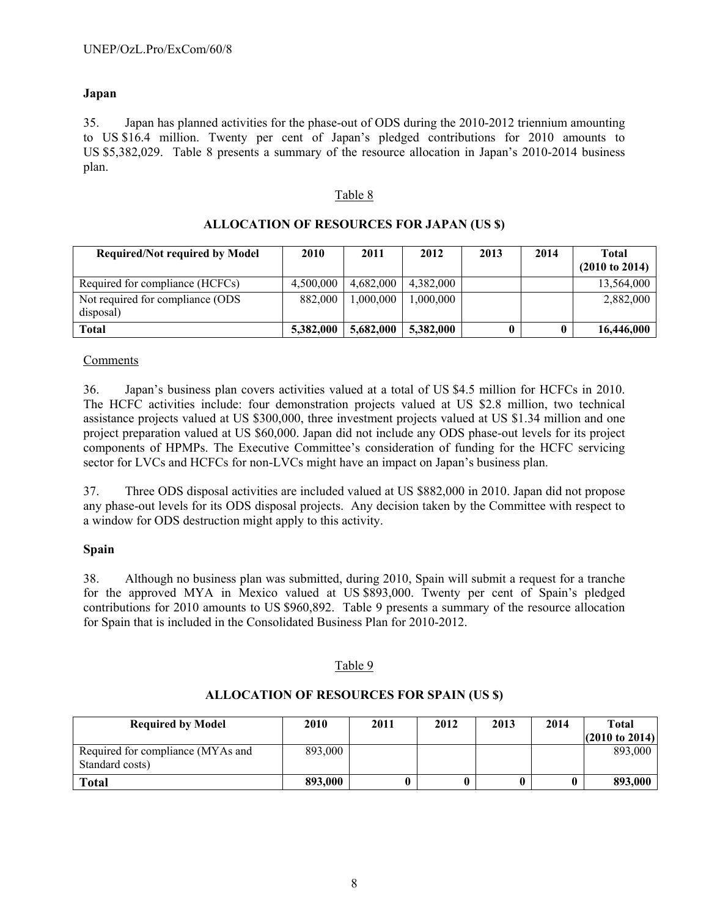**Japan**

35. Japan has planned activities for the phase-out of ODS during the 2010-2012 triennium amounting to US $16.4 million. Twenty per cent of Japan's pledged contributions for 2010 amounts to US $5,382,029. Table 8 presents a summary of the resource allocation in Japan's 2010-2014 business plan.

Table 8

**ALLOCATION OF RESOURCES FOR JAPAN (US $)**

| Required/Not required by Model | 2010 | 2011 | 2012 | 2013 | 2014 | Total (2010 to 2014) |
|---|---|---|---|---|---|---|
| Required for compliance (HCFCs) | 4,500,000 | 4,682,000 | 4,382,000 | | | 13,564,000 |
| Not required for compliance (ODS disposal) | 882,000 | 1,000,000 | 1,000,000 | | | 2,882,000 |
| **Total** | **5,382,000** | **5,682,000** | **5,382,000** | **0** | **0** | **16,446,000** |

Comments

36. Japan's business plan covers activities valued at a total of US $4.5 million for HCFCs in 2010. The HCFC activities include: four demonstration projects valued at US $2.8 million, two technical assistance projects valued at US $300,000, three investment projects valued at US $1.34 million and one project preparation valued at US $60,000. Japan did not include any ODS phase-out levels for its project components of HPMPs. The Executive Committee's consideration of funding for the HCFC servicing sector for LVCs and HCFCs for non-LVCs might have an impact on Japan's business plan.

37. Three ODS disposal activities are included valued at US $882,000 in 2010. Japan did not propose any phase-out levels for its ODS disposal projects. Any decision taken by the Committee with respect to a window for ODS destruction might apply to this activity.

**Spain**

38. Although no business plan was submitted, during 2010, Spain will submit a request for a tranche for the approved MYA in Mexico valued at US $893,000. Twenty per cent of Spain's pledged contributions for 2010 amounts to US $960,892. Table 9 presents a summary of the resource allocation for Spain that is included in the Consolidated Business Plan for 2010-2012.

Table 9

**ALLOCATION OF RESOURCES FOR SPAIN (US $)**

| Required by Model | 2010 | 2011 | 2012 | 2013 | 2014 | Total (2010 to 2014) |
|---|---|---|---|---|---|---|
| Required for compliance (MYAs and Standard costs) | 893,000 | | | | | 893,000 |
| **Total** | **893,000** | **0** | **0** | **0** | **0** | **893,000** |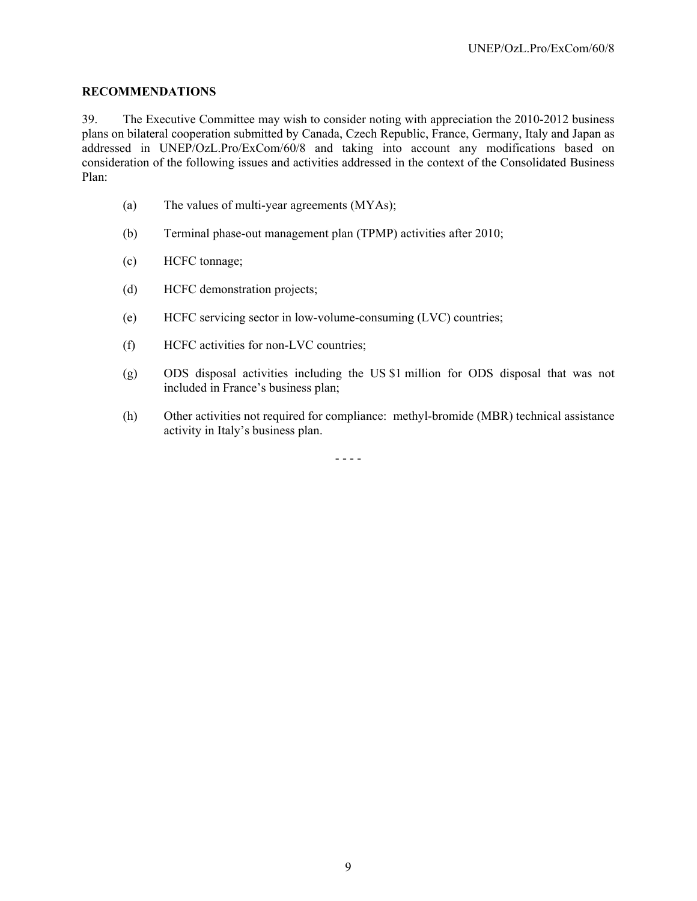## RECOMMENDATIONS

39. The Executive Committee may wish to consider noting with appreciation the 2010-2012 business plans on bilateral cooperation submitted by Canada, Czech Republic, France, Germany, Italy and Japan as addressed in UNEP/OzL.Pro/ExCom/60/8 and taking into account any modifications based on consideration of the following issues and activities addressed in the context of the Consolidated Business Plan:

(a) The values of multi-year agreements (MYAs);

(b) Terminal phase-out management plan (TPMP) activities after 2010;

(c) HCFC tonnage;

(d) HCFC demonstration projects;

(e) HCFC servicing sector in low-volume-consuming (LVC) countries;

(f) HCFC activities for non-LVC countries;

(g) ODS disposal activities including the US $1 million for ODS disposal that was not included in France's business plan;

(h) Other activities not required for compliance: methyl-bromide (MBR) technical assistance activity in Italy's business plan.

- - - -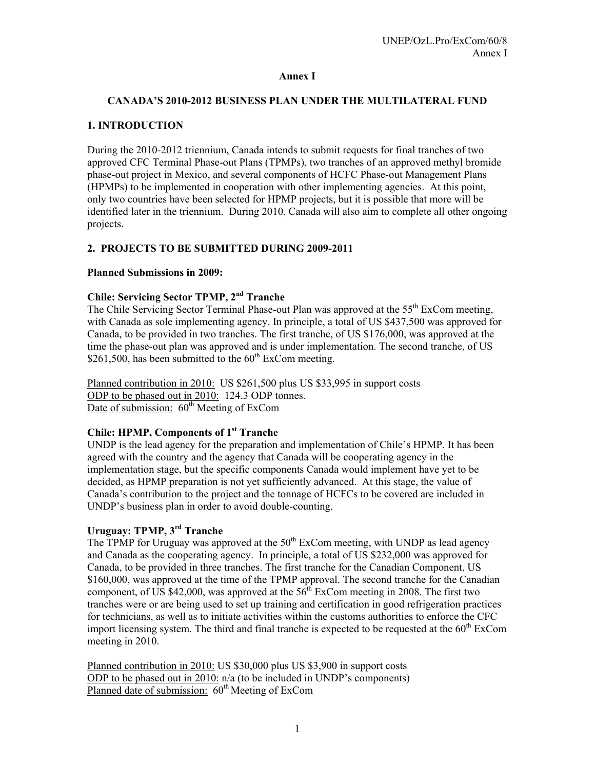## Annex I

## CANADA'S 2010-2012 BUSINESS PLAN UNDER THE MULTILATERAL FUND

### 1. INTRODUCTION

During the 2010-2012 triennium, Canada intends to submit requests for final tranches of two approved CFC Terminal Phase-out Plans (TPMPs), two tranches of an approved methyl bromide phase-out project in Mexico, and several components of HCFC Phase-out Management Plans (HPMPs) to be implemented in cooperation with other implementing agencies. At this point, only two countries have been selected for HPMP projects, but it is possible that more will be identified later in the triennium. During 2010, Canada will also aim to complete all other ongoing projects.

### 2. PROJECTS TO BE SUBMITTED DURING 2009-2011

**Planned Submissions in 2009:**

**Chile: Servicing Sector TPMP, 2nd Tranche**

The Chile Servicing Sector Terminal Phase-out Plan was approved at the 55th ExCom meeting, with Canada as sole implementing agency. In principle, a total of US $437,500 was approved for Canada, to be provided in two tranches. The first tranche, of US $176,000, was approved at the time the phase-out plan was approved and is under implementation. The second tranche, of US $261,500, has been submitted to the 60th ExCom meeting.

Planned contribution in 2010: US $261,500 plus US $33,995 in support costs
ODP to be phased out in 2010: 124.3 ODP tonnes.
Date of submission: 60th Meeting of ExCom

**Chile: HPMP, Components of 1st Tranche**

UNDP is the lead agency for the preparation and implementation of Chile's HPMP. It has been agreed with the country and the agency that Canada will be cooperating agency in the implementation stage, but the specific components Canada would implement have yet to be decided, as HPMP preparation is not yet sufficiently advanced. At this stage, the value of Canada's contribution to the project and the tonnage of HCFCs to be covered are included in UNDP's business plan in order to avoid double-counting.

**Uruguay: TPMP, 3rd Tranche**

The TPMP for Uruguay was approved at the 50th ExCom meeting, with UNDP as lead agency and Canada as the cooperating agency. In principle, a total of US $232,000 was approved for Canada, to be provided in three tranches. The first tranche for the Canadian Component, US $160,000, was approved at the time of the TPMP approval. The second tranche for the Canadian component, of US $42,000, was approved at the 56th ExCom meeting in 2008. The first two tranches were or are being used to set up training and certification in good refrigeration practices for technicians, as well as to initiate activities within the customs authorities to enforce the CFC import licensing system. The third and final tranche is expected to be requested at the 60th ExCom meeting in 2010.

Planned contribution in 2010: US $30,000 plus US $3,900 in support costs
ODP to be phased out in 2010: n/a (to be included in UNDP's components)
Planned date of submission: 60th Meeting of ExCom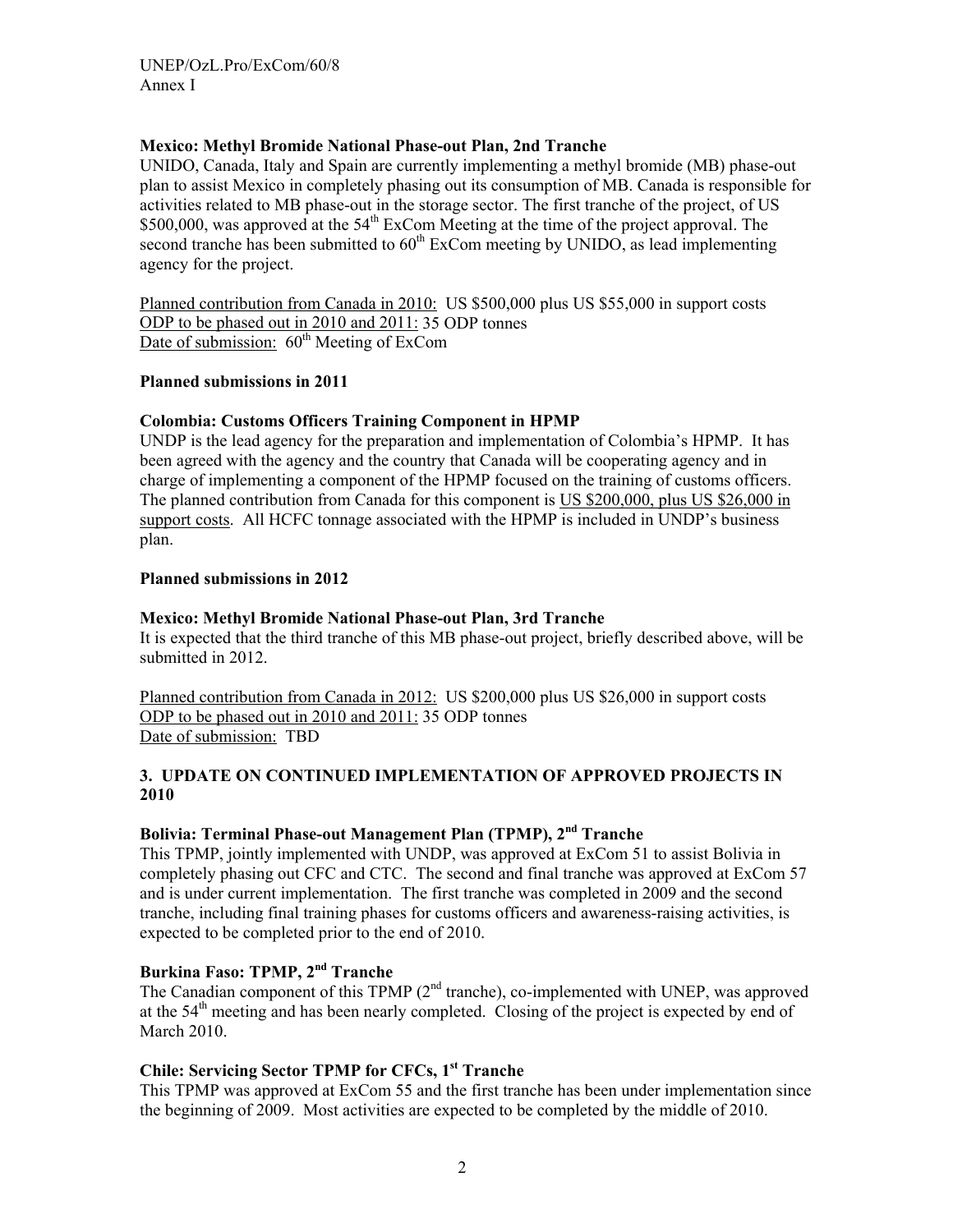**Mexico: Methyl Bromide National Phase-out Plan, 2nd Tranche**

UNIDO, Canada, Italy and Spain are currently implementing a methyl bromide (MB) phase-out plan to assist Mexico in completely phasing out its consumption of MB. Canada is responsible for activities related to MB phase-out in the storage sector. The first tranche of the project, of US $500,000, was approved at the 54th ExCom Meeting at the time of the project approval. The second tranche has been submitted to 60th ExCom meeting by UNIDO, as lead implementing agency for the project.

Planned contribution from Canada in 2010: US $500,000 plus US $55,000 in support costs
ODP to be phased out in 2010 and 2011: 35 ODP tonnes
Date of submission: 60th Meeting of ExCom

**Planned submissions in 2011**

**Colombia: Customs Officers Training Component in HPMP**

UNDP is the lead agency for the preparation and implementation of Colombia's HPMP. It has been agreed with the agency and the country that Canada will be cooperating agency and in charge of implementing a component of the HPMP focused on the training of customs officers. The planned contribution from Canada for this component is US $200,000, plus US $26,000 in support costs. All HCFC tonnage associated with the HPMP is included in UNDP's business plan.

**Planned submissions in 2012**

**Mexico: Methyl Bromide National Phase-out Plan, 3rd Tranche**

It is expected that the third tranche of this MB phase-out project, briefly described above, will be submitted in 2012.

Planned contribution from Canada in 2012: US $200,000 plus US $26,000 in support costs
ODP to be phased out in 2010 and 2011: 35 ODP tonnes
Date of submission: TBD

**3. UPDATE ON CONTINUED IMPLEMENTATION OF APPROVED PROJECTS IN 2010**

**Bolivia: Terminal Phase-out Management Plan (TPMP), 2nd Tranche**

This TPMP, jointly implemented with UNDP, was approved at ExCom 51 to assist Bolivia in completely phasing out CFC and CTC. The second and final tranche was approved at ExCom 57 and is under current implementation. The first tranche was completed in 2009 and the second tranche, including final training phases for customs officers and awareness-raising activities, is expected to be completed prior to the end of 2010.

**Burkina Faso: TPMP, 2nd Tranche**

The Canadian component of this TPMP (2nd tranche), co-implemented with UNEP, was approved at the 54th meeting and has been nearly completed. Closing of the project is expected by end of March 2010.

**Chile: Servicing Sector TPMP for CFCs, 1st Tranche**

This TPMP was approved at ExCom 55 and the first tranche has been under implementation since the beginning of 2009. Most activities are expected to be completed by the middle of 2010.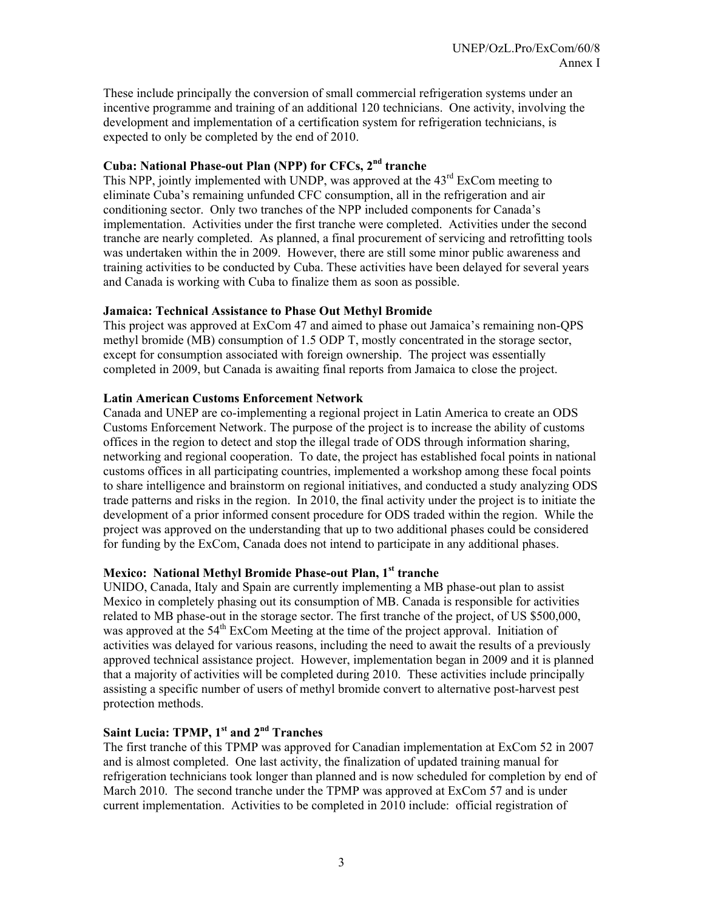These include principally the conversion of small commercial refrigeration systems under an incentive programme and training of an additional 120 technicians. One activity, involving the development and implementation of a certification system for refrigeration technicians, is expected to only be completed by the end of 2010.

### Cuba: National Phase-out Plan (NPP) for CFCs, 2nd tranche

This NPP, jointly implemented with UNDP, was approved at the 43rd ExCom meeting to eliminate Cuba's remaining unfunded CFC consumption, all in the refrigeration and air conditioning sector. Only two tranches of the NPP included components for Canada's implementation. Activities under the first tranche were completed. Activities under the second tranche are nearly completed. As planned, a final procurement of servicing and retrofitting tools was undertaken within the in 2009. However, there are still some minor public awareness and training activities to be conducted by Cuba. These activities have been delayed for several years and Canada is working with Cuba to finalize them as soon as possible.

### Jamaica: Technical Assistance to Phase Out Methyl Bromide

This project was approved at ExCom 47 and aimed to phase out Jamaica's remaining non-QPS methyl bromide (MB) consumption of 1.5 ODP T, mostly concentrated in the storage sector, except for consumption associated with foreign ownership. The project was essentially completed in 2009, but Canada is awaiting final reports from Jamaica to close the project.

### Latin American Customs Enforcement Network

Canada and UNEP are co-implementing a regional project in Latin America to create an ODS Customs Enforcement Network. The purpose of the project is to increase the ability of customs offices in the region to detect and stop the illegal trade of ODS through information sharing, networking and regional cooperation. To date, the project has established focal points in national customs offices in all participating countries, implemented a workshop among these focal points to share intelligence and brainstorm on regional initiatives, and conducted a study analyzing ODS trade patterns and risks in the region. In 2010, the final activity under the project is to initiate the development of a prior informed consent procedure for ODS traded within the region. While the project was approved on the understanding that up to two additional phases could be considered for funding by the ExCom, Canada does not intend to participate in any additional phases.

### Mexico: National Methyl Bromide Phase-out Plan, 1st tranche

UNIDO, Canada, Italy and Spain are currently implementing a MB phase-out plan to assist Mexico in completely phasing out its consumption of MB. Canada is responsible for activities related to MB phase-out in the storage sector. The first tranche of the project, of US $500,000, was approved at the 54th ExCom Meeting at the time of the project approval. Initiation of activities was delayed for various reasons, including the need to await the results of a previously approved technical assistance project. However, implementation began in 2009 and it is planned that a majority of activities will be completed during 2010. These activities include principally assisting a specific number of users of methyl bromide convert to alternative post-harvest pest protection methods.

### Saint Lucia: TPMP, 1st and 2nd Tranches

The first tranche of this TPMP was approved for Canadian implementation at ExCom 52 in 2007 and is almost completed. One last activity, the finalization of updated training manual for refrigeration technicians took longer than planned and is now scheduled for completion by end of March 2010. The second tranche under the TPMP was approved at ExCom 57 and is under current implementation. Activities to be completed in 2010 include: official registration of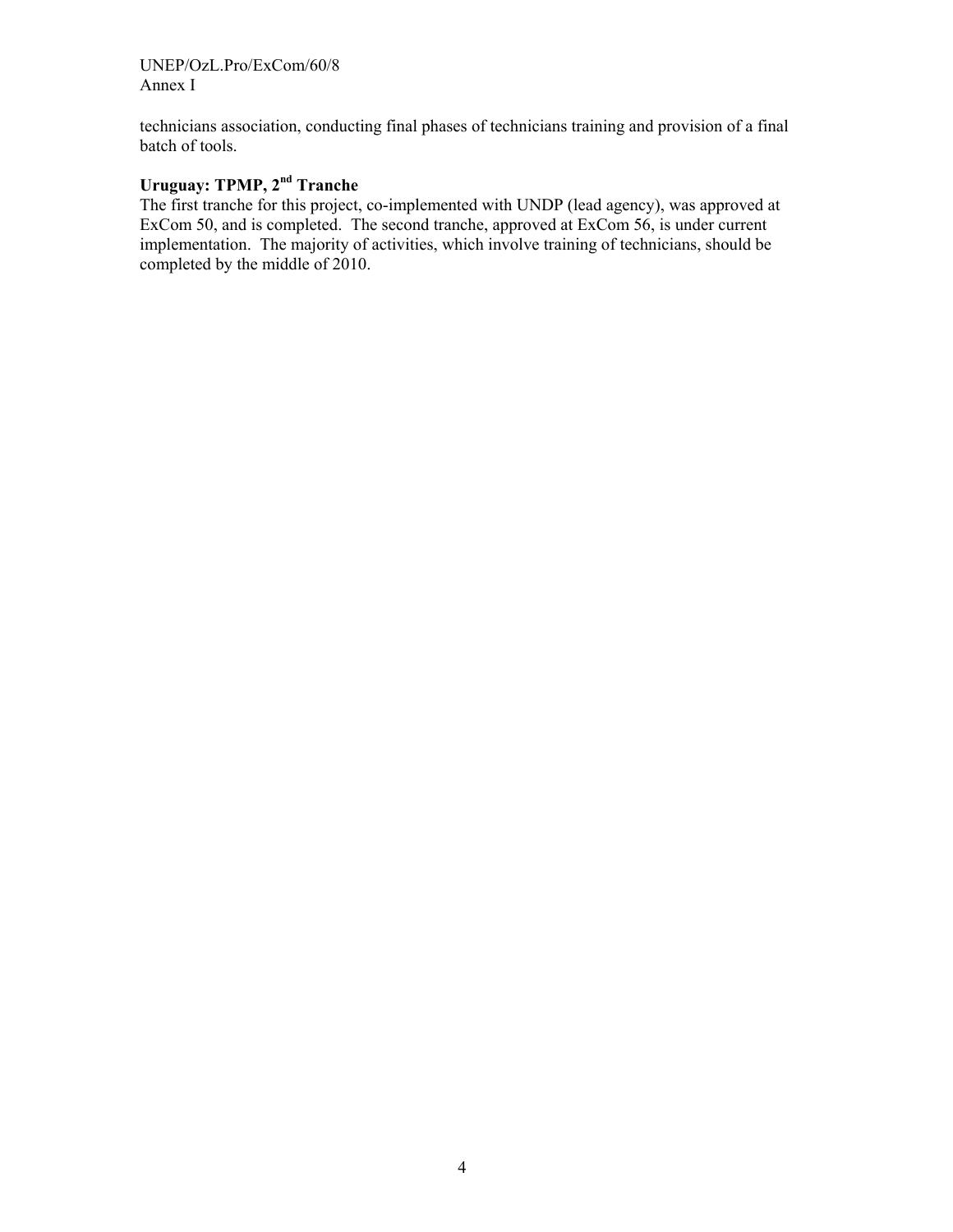technicians association, conducting final phases of technicians training and provision of a final batch of tools.

**Uruguay: TPMP, 2nd Tranche**

The first tranche for this project, co-implemented with UNDP (lead agency), was approved at ExCom 50, and is completed. The second tranche, approved at ExCom 56, is under current implementation. The majority of activities, which involve training of technicians, should be completed by the middle of 2010.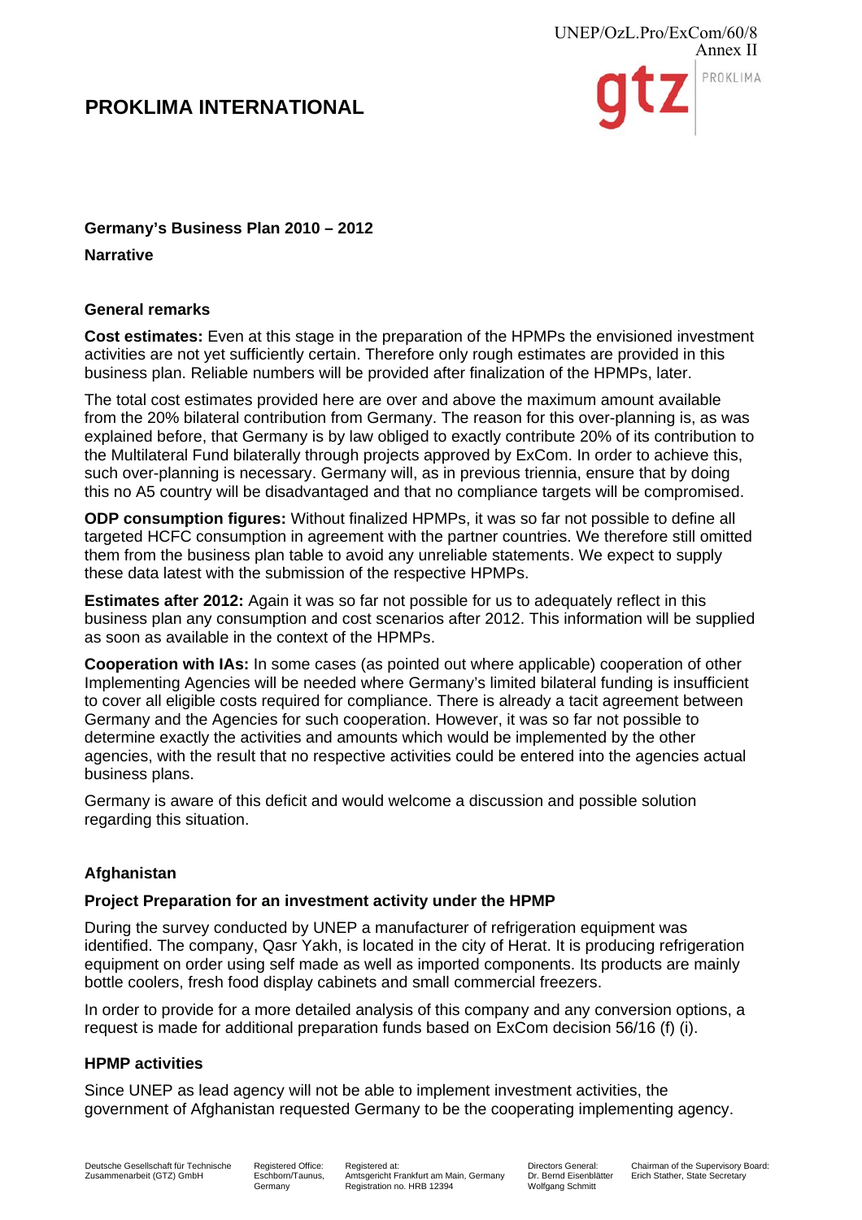# PROKLIMA INTERNATIONAL

**Germany's Business Plan 2010 – 2012**

**Narrative**

**General remarks**

**Cost estimates:** Even at this stage in the preparation of the HPMPs the envisioned investment activities are not yet sufficiently certain. Therefore only rough estimates are provided in this business plan. Reliable numbers will be provided after finalization of the HPMPs, later.

The total cost estimates provided here are over and above the maximum amount available from the 20% bilateral contribution from Germany. The reason for this over-planning is, as was explained before, that Germany is by law obliged to exactly contribute 20% of its contribution to the Multilateral Fund bilaterally through projects approved by ExCom. In order to achieve this, such over-planning is necessary. Germany will, as in previous triennia, ensure that by doing this no A5 country will be disadvantaged and that no compliance targets will be compromised.

**ODP consumption figures:** Without finalized HPMPs, it was so far not possible to define all targeted HCFC consumption in agreement with the partner countries. We therefore still omitted them from the business plan table to avoid any unreliable statements. We expect to supply these data latest with the submission of the respective HPMPs.

**Estimates after 2012:** Again it was so far not possible for us to adequately reflect in this business plan any consumption and cost scenarios after 2012. This information will be supplied as soon as available in the context of the HPMPs.

**Cooperation with IAs:** In some cases (as pointed out where applicable) cooperation of other Implementing Agencies will be needed where Germany's limited bilateral funding is insufficient to cover all eligible costs required for compliance. There is already a tacit agreement between Germany and the Agencies for such cooperation. However, it was so far not possible to determine exactly the activities and amounts which would be implemented by the other agencies, with the result that no respective activities could be entered into the agencies actual business plans.

Germany is aware of this deficit and would welcome a discussion and possible solution regarding this situation.

**Afghanistan**

**Project Preparation for an investment activity under the HPMP**

During the survey conducted by UNEP a manufacturer of refrigeration equipment was identified. The company, Qasr Yakh, is located in the city of Herat. It is producing refrigeration equipment on order using self made as well as imported components. Its products are mainly bottle coolers, fresh food display cabinets and small commercial freezers.

In order to provide for a more detailed analysis of this company and any conversion options, a request is made for additional preparation funds based on ExCom decision 56/16 (f) (i).

**HPMP activities**

Since UNEP as lead agency will not be able to implement investment activities, the government of Afghanistan requested Germany to be the cooperating implementing agency.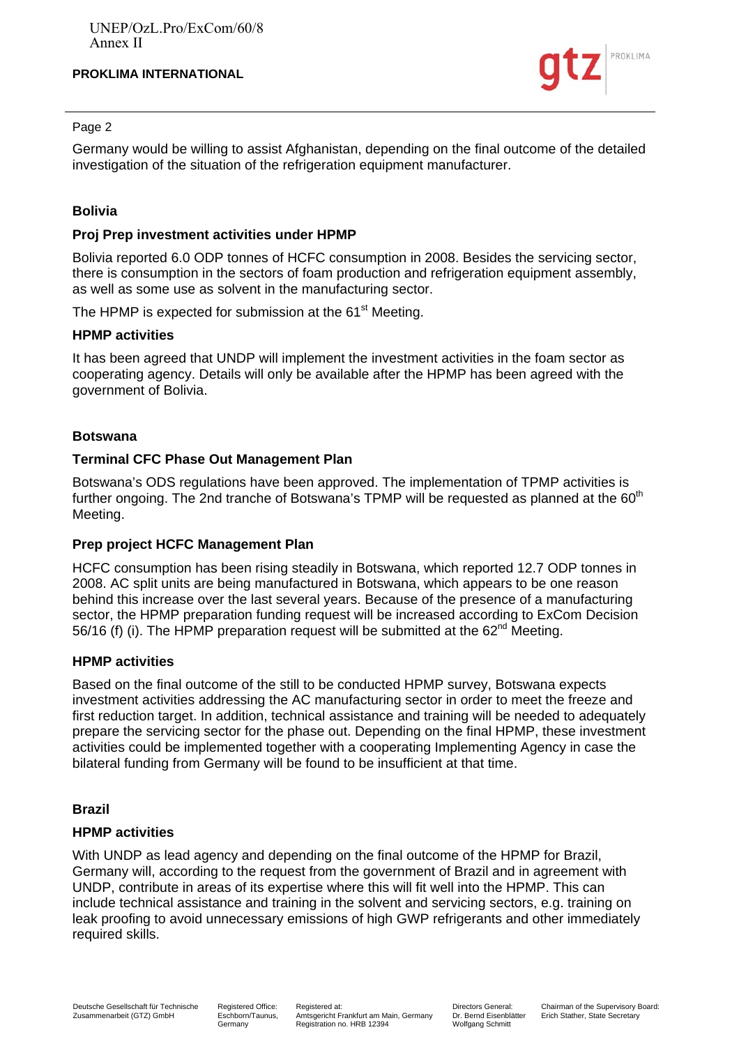Germany would be willing to assist Afghanistan, depending on the final outcome of the detailed investigation of the situation of the refrigeration equipment manufacturer.

## Bolivia

### Proj Prep investment activities under HPMP

Bolivia reported 6.0 ODP tonnes of HCFC consumption in 2008. Besides the servicing sector, there is consumption in the sectors of foam production and refrigeration equipment assembly, as well as some use as solvent in the manufacturing sector.

The HPMP is expected for submission at the 61st Meeting.

### HPMP activities

It has been agreed that UNDP will implement the investment activities in the foam sector as cooperating agency. Details will only be available after the HPMP has been agreed with the government of Bolivia.

## Botswana

### Terminal CFC Phase Out Management Plan

Botswana's ODS regulations have been approved. The implementation of TPMP activities is further ongoing. The 2nd tranche of Botswana's TPMP will be requested as planned at the 60th Meeting.

### Prep project HCFC Management Plan

HCFC consumption has been rising steadily in Botswana, which reported 12.7 ODP tonnes in 2008. AC split units are being manufactured in Botswana, which appears to be one reason behind this increase over the last several years. Because of the presence of a manufacturing sector, the HPMP preparation funding request will be increased according to ExCom Decision 56/16 (f) (i). The HPMP preparation request will be submitted at the 62nd Meeting.

### HPMP activities

Based on the final outcome of the still to be conducted HPMP survey, Botswana expects investment activities addressing the AC manufacturing sector in order to meet the freeze and first reduction target. In addition, technical assistance and training will be needed to adequately prepare the servicing sector for the phase out. Depending on the final HPMP, these investment activities could be implemented together with a cooperating Implementing Agency in case the bilateral funding from Germany will be found to be insufficient at that time.

## Brazil

### HPMP activities

With UNDP as lead agency and depending on the final outcome of the HPMP for Brazil, Germany will, according to the request from the government of Brazil and in agreement with UNDP, contribute in areas of its expertise where this will fit well into the HPMP. This can include technical assistance and training in the solvent and servicing sectors, e.g. training on leak proofing to avoid unnecessary emissions of high GWP refrigerants and other immediately required skills.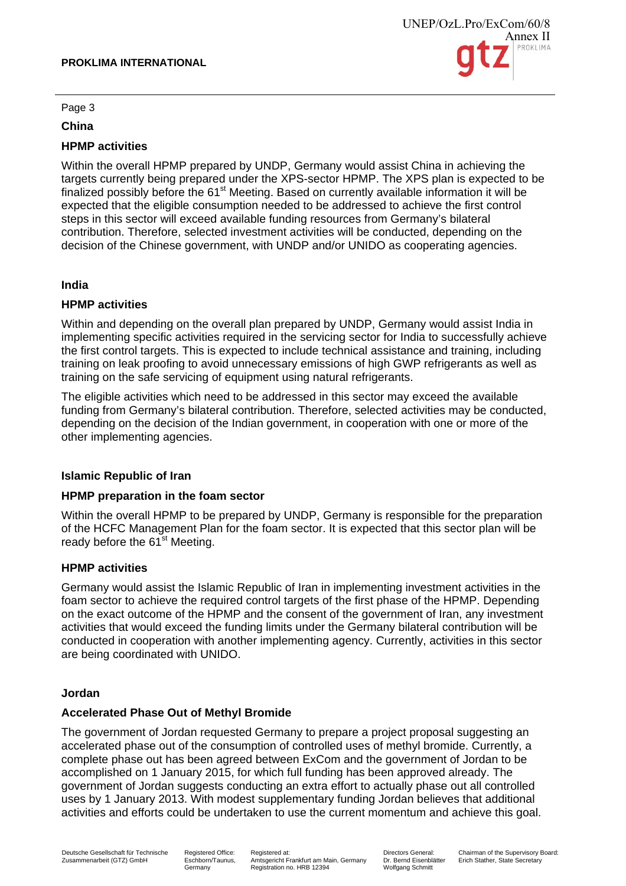## China

### HPMP activities

Within the overall HPMP prepared by UNDP, Germany would assist China in achieving the targets currently being prepared under the XPS-sector HPMP. The XPS plan is expected to be finalized possibly before the 61st Meeting. Based on currently available information it will be expected that the eligible consumption needed to be addressed to achieve the first control steps in this sector will exceed available funding resources from Germany's bilateral contribution. Therefore, selected investment activities will be conducted, depending on the decision of the Chinese government, with UNDP and/or UNIDO as cooperating agencies.

## India

### HPMP activities

Within and depending on the overall plan prepared by UNDP, Germany would assist India in implementing specific activities required in the servicing sector for India to successfully achieve the first control targets. This is expected to include technical assistance and training, including training on leak proofing to avoid unnecessary emissions of high GWP refrigerants as well as training on the safe servicing of equipment using natural refrigerants.

The eligible activities which need to be addressed in this sector may exceed the available funding from Germany's bilateral contribution. Therefore, selected activities may be conducted, depending on the decision of the Indian government, in cooperation with one or more of the other implementing agencies.

## Islamic Republic of Iran

### HPMP preparation in the foam sector

Within the overall HPMP to be prepared by UNDP, Germany is responsible for the preparation of the HCFC Management Plan for the foam sector. It is expected that this sector plan will be ready before the 61st Meeting.

### HPMP activities

Germany would assist the Islamic Republic of Iran in implementing investment activities in the foam sector to achieve the required control targets of the first phase of the HPMP. Depending on the exact outcome of the HPMP and the consent of the government of Iran, any investment activities that would exceed the funding limits under the Germany bilateral contribution will be conducted in cooperation with another implementing agency. Currently, activities in this sector are being coordinated with UNIDO.

## Jordan

### Accelerated Phase Out of Methyl Bromide

The government of Jordan requested Germany to prepare a project proposal suggesting an accelerated phase out of the consumption of controlled uses of methyl bromide. Currently, a complete phase out has been agreed between ExCom and the government of Jordan to be accomplished on 1 January 2015, for which full funding has been approved already. The government of Jordan suggests conducting an extra effort to actually phase out all controlled uses by 1 January 2013. With modest supplementary funding Jordan believes that additional activities and efforts could be undertaken to use the current momentum and achieve this goal.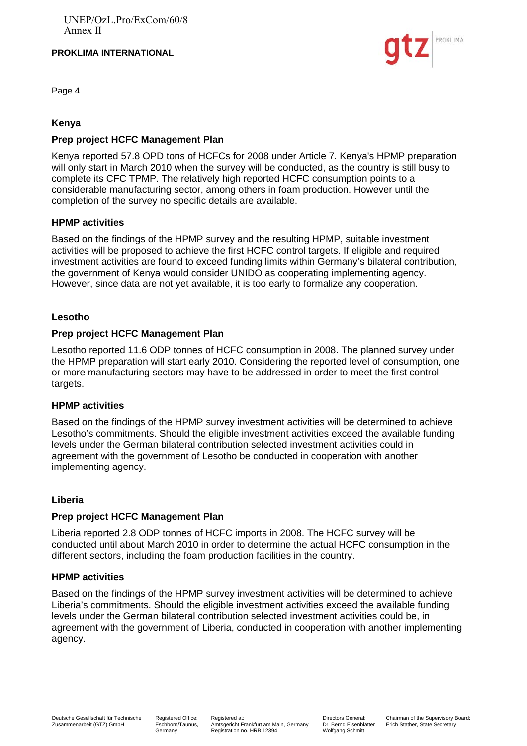## Kenya

### Prep project HCFC Management Plan

Kenya reported 57.8 OPD tons of HCFCs for 2008 under Article 7. Kenya's HPMP preparation will only start in March 2010 when the survey will be conducted, as the country is still busy to complete its CFC TPMP. The relatively high reported HCFC consumption points to a considerable manufacturing sector, among others in foam production. However until the completion of the survey no specific details are available.

### HPMP activities

Based on the findings of the HPMP survey and the resulting HPMP, suitable investment activities will be proposed to achieve the first HCFC control targets. If eligible and required investment activities are found to exceed funding limits within Germany's bilateral contribution, the government of Kenya would consider UNIDO as cooperating implementing agency. However, since data are not yet available, it is too early to formalize any cooperation.

## Lesotho

### Prep project HCFC Management Plan

Lesotho reported 11.6 ODP tonnes of HCFC consumption in 2008. The planned survey under the HPMP preparation will start early 2010. Considering the reported level of consumption, one or more manufacturing sectors may have to be addressed in order to meet the first control targets.

### HPMP activities

Based on the findings of the HPMP survey investment activities will be determined to achieve Lesotho's commitments. Should the eligible investment activities exceed the available funding levels under the German bilateral contribution selected investment activities could in agreement with the government of Lesotho be conducted in cooperation with another implementing agency.

## Liberia

### Prep project HCFC Management Plan

Liberia reported 2.8 ODP tonnes of HCFC imports in 2008. The HCFC survey will be conducted until about March 2010 in order to determine the actual HCFC consumption in the different sectors, including the foam production facilities in the country.

### HPMP activities

Based on the findings of the HPMP survey investment activities will be determined to achieve Liberia's commitments. Should the eligible investment activities exceed the available funding levels under the German bilateral contribution selected investment activities could be, in agreement with the government of Liberia, conducted in cooperation with another implementing agency.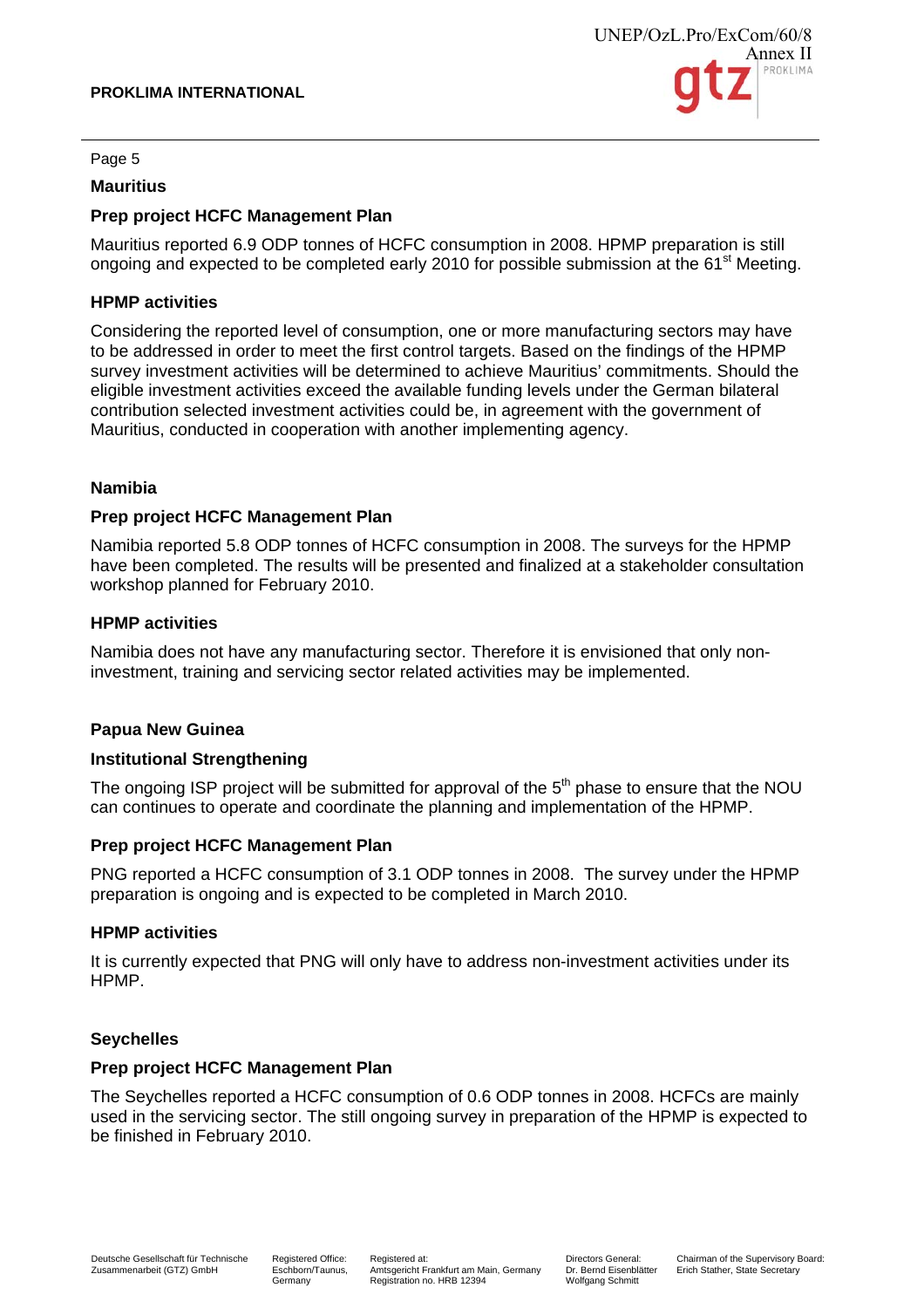Page 5

## Mauritius

### Prep project HCFC Management Plan

Mauritius reported 6.9 ODP tonnes of HCFC consumption in 2008. HPMP preparation is still ongoing and expected to be completed early 2010 for possible submission at the 61st Meeting.

### HPMP activities

Considering the reported level of consumption, one or more manufacturing sectors may have to be addressed in order to meet the first control targets. Based on the findings of the HPMP survey investment activities will be determined to achieve Mauritius' commitments. Should the eligible investment activities exceed the available funding levels under the German bilateral contribution selected investment activities could be, in agreement with the government of Mauritius, conducted in cooperation with another implementing agency.

## Namibia

### Prep project HCFC Management Plan

Namibia reported 5.8 ODP tonnes of HCFC consumption in 2008. The surveys for the HPMP have been completed. The results will be presented and finalized at a stakeholder consultation workshop planned for February 2010.

### HPMP activities

Namibia does not have any manufacturing sector. Therefore it is envisioned that only non-investment, training and servicing sector related activities may be implemented.

## Papua New Guinea

### Institutional Strengthening

The ongoing ISP project will be submitted for approval of the 5th phase to ensure that the NOU can continues to operate and coordinate the planning and implementation of the HPMP.

### Prep project HCFC Management Plan

PNG reported a HCFC consumption of 3.1 ODP tonnes in 2008. The survey under the HPMP preparation is ongoing and is expected to be completed in March 2010.

### HPMP activities

It is currently expected that PNG will only have to address non-investment activities under its HPMP.

## Seychelles

### Prep project HCFC Management Plan

The Seychelles reported a HCFC consumption of 0.6 ODP tonnes in 2008. HCFCs are mainly used in the servicing sector. The still ongoing survey in preparation of the HPMP is expected to be finished in February 2010.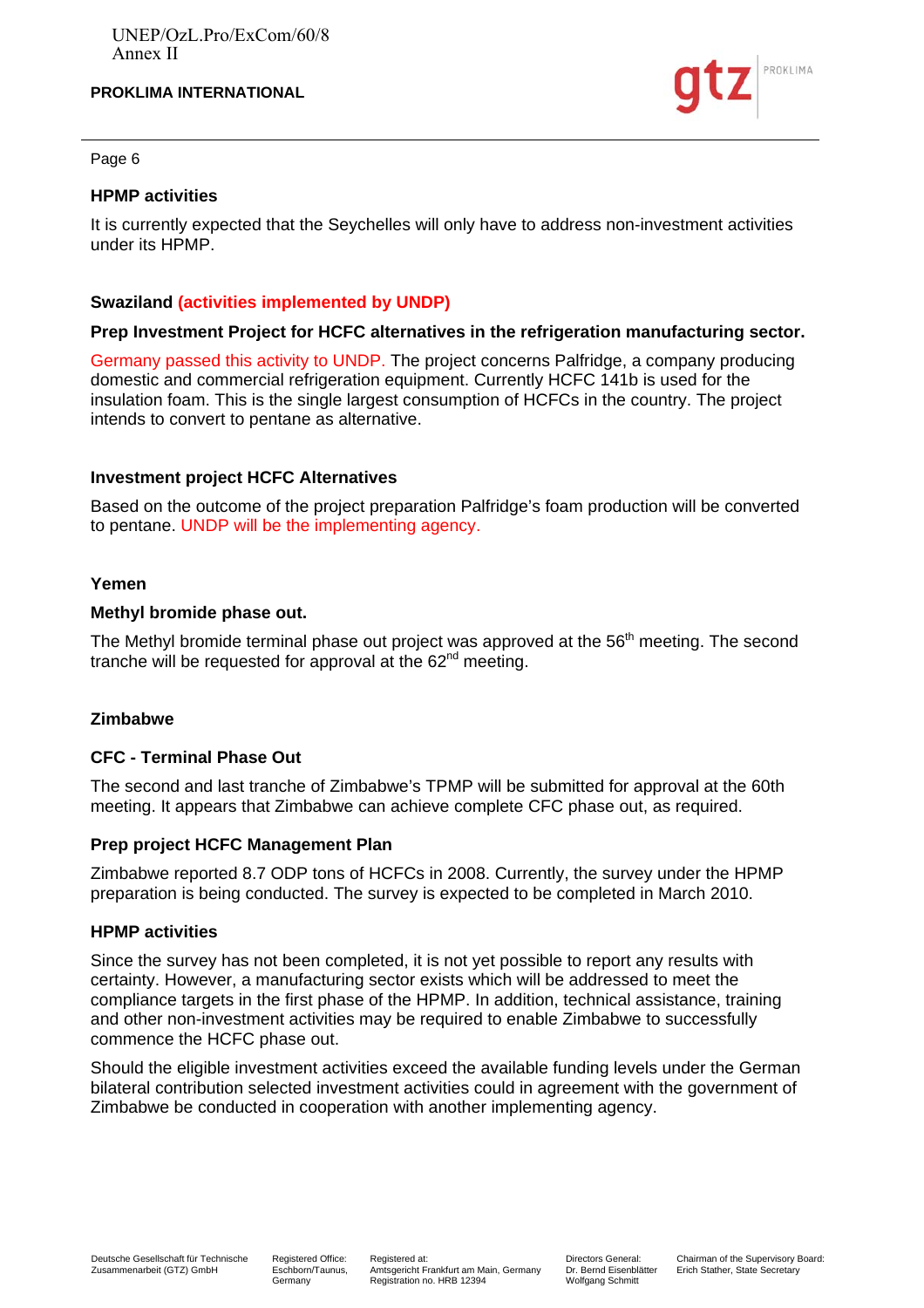### HPMP activities

It is currently expected that the Seychelles will only have to address non-investment activities under its HPMP.

## Swaziland (activities implemented by UNDP)

### Prep Investment Project for HCFC alternatives in the refrigeration manufacturing sector.

Germany passed this activity to UNDP. The project concerns Palfridge, a company producing domestic and commercial refrigeration equipment. Currently HCFC 141b is used for the insulation foam. This is the single largest consumption of HCFCs in the country. The project intends to convert to pentane as alternative.

### Investment project HCFC Alternatives

Based on the outcome of the project preparation Palfridge's foam production will be converted to pentane. UNDP will be the implementing agency.

## Yemen

### Methyl bromide phase out.

The Methyl bromide terminal phase out project was approved at the 56th meeting. The second tranche will be requested for approval at the 62nd meeting.

## Zimbabwe

### CFC - Terminal Phase Out

The second and last tranche of Zimbabwe's TPMP will be submitted for approval at the 60th meeting. It appears that Zimbabwe can achieve complete CFC phase out, as required.

### Prep project HCFC Management Plan

Zimbabwe reported 8.7 ODP tons of HCFCs in 2008. Currently, the survey under the HPMP preparation is being conducted. The survey is expected to be completed in March 2010.

### HPMP activities

Since the survey has not been completed, it is not yet possible to report any results with certainty. However, a manufacturing sector exists which will be addressed to meet the compliance targets in the first phase of the HPMP. In addition, technical assistance, training and other non-investment activities may be required to enable Zimbabwe to successfully commence the HCFC phase out.

Should the eligible investment activities exceed the available funding levels under the German bilateral contribution selected investment activities could in agreement with the government of Zimbabwe be conducted in cooperation with another implementing agency.